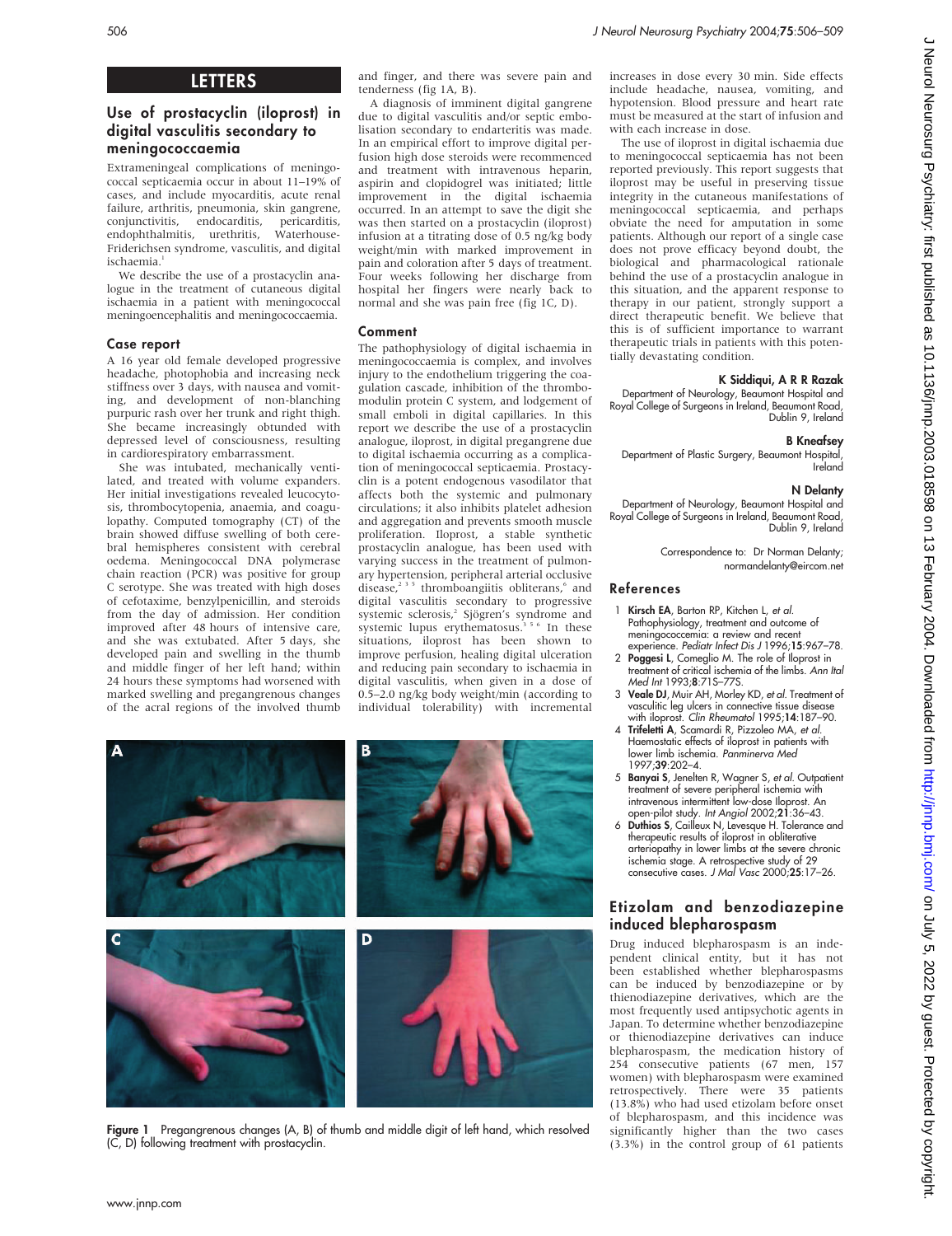# LETTERS

## Use of prostacyclin (iloprost) in digital vasculitis secondary to meningococcaemia

Extrameningeal complications of meningococcal septicaemia occur in about 11–19% of cases, and include myocarditis, acute renal failure, arthritis, pneumonia, skin gangrene, conjunctivitis, endocarditis, pericarditis, endophthalmitis, urethritis, Waterhouse-Friderichsen syndrome, vasculitis, and digital ischaemia.[1]

We describe the use of a prostacyclin analogue in the treatment of cutaneous digital ischaemia in a patient with meningococcal meningoencephalitis and meningococcaemia.

### Case report

A 16 year old female developed progressive headache, photophobia and increasing neck stiffness over 3 days, with nausea and vomiting, and development of non-blanching purpuric rash over her trunk and right thigh. She became increasingly obtunded with depressed level of consciousness, resulting in cardiorespiratory embarrassment.

She was intubated, mechanically ventilated, and treated with volume expanders. Her initial investigations revealed leucocytosis, thrombocytopenia, anaemia, and coagulopathy. Computed tomography (CT) of the brain showed diffuse swelling of both cerebral hemispheres consistent with cerebral oedema. Meningococcal DNA polymerase chain reaction (PCR) was positive for group C serotype. She was treated with high doses of cefotaxime, benzylpenicillin, and steroids from the day of admission. Her condition improved after 48 hours of intensive care, and she was extubated. After 5 days, she developed pain and swelling in the thumb and middle finger of her left hand; within 24 hours these symptoms had worsened with marked swelling and pregangrenous changes of the acral regions of the involved thumb and finger, and there was severe pain and tenderness (fig 1A, B).

A diagnosis of imminent digital gangrene due to digital vasculitis and/or septic embolisation secondary to endarteritis was made. In an empirical effort to improve digital perfusion high dose steroids were recommenced and treatment with intravenous heparin, aspirin and clopidogrel was initiated; little improvement in the digital ischaemia occurred. In an attempt to save the digit she was then started on a prostacyclin (iloprost) infusion at a titrating dose of 0.5 ng/kg body weight/min with marked improvement in pain and coloration after 5 days of treatment. Four weeks following her discharge from hospital her fingers were nearly back to normal and she was pain free (fig 1C, D).

### Comment

The pathophysiology of digital ischaemia in meningococcaemia is complex, and involves injury to the endothelium triggering the coagulation cascade, inhibition of the thrombomodulin protein C system, and lodgement of small emboli in digital capillaries. In this report we describe the use of a prostacyclin analogue, iloprost, in digital pregangrene due to digital ischaemia occurring as a complication of meningococcal septicaemia. Prostacyclin is a potent endogenous vasodilator that affects both the systemic and pulmonary circulations; it also inhibits platelet adhesion and aggregation and prevents smooth muscle proliferation. Iloprost, a stable synthetic prostacyclin analogue, has been used with varying success in the treatment of pulmonary hypertension, peripheral arterial occlusive disease,[2 3 5] thromboangiitis obliterans,[6] and digital vasculitis secondary to progressive systemic sclerosis,[2] Sjögren's syndrome and systemic lupus erythematosus.[3 5 6] In these situations, iloprost has been shown to improve perfusion, healing digital ulceration and reducing pain secondary to ischaemia in digital vasculitis, when given in a dose of 0.5–2.0 ng/kg body weight/min (according to individual tolerability) with incremental increases in dose every 30 min. Side effects include headache, nausea, vomiting, and hypotension. Blood pressure and heart rate must be measured at the start of infusion and with each increase in dose.

The use of iloprost in digital ischaemia due to meningococcal septicaemia has not been reported previously. This report suggests that iloprost may be useful in preserving tissue integrity in the cutaneous manifestations of meningococcal septicaemia, and perhaps obviate the need for amputation in some patients. Although our report of a single case does not prove efficacy beyond doubt, the biological and pharmacological rationale behind the use of a prostacyclin analogue in this situation, and the apparent response to therapy in our patient, strongly support a direct therapeutic benefit. We believe that this is of sufficient importance to warrant therapeutic trials in patients with this potentially devastating condition.

**K Siddiqui, A R R Razak**
Department of Neurology, Beaumont Hospital and Royal College of Surgeons in Ireland, Beaumont Road, Dublin 9, Ireland

**B Kneafsey**
Department of Plastic Surgery, Beaumont Hospital, Ireland

**N Delanty**
Department of Neurology, Beaumont Hospital and Royal College of Surgeons in Ireland, Beaumont Road, Dublin 9, Ireland

Correspondence to: Dr Norman Delanty; normandelanty@eircom.net

### References

1. **Kirsch EA**, Barton RP, Kitchen L, *et al*. Pathophysiology, treatment and outcome of meningococcemia: a review and recent experience. *Pediatr Infect Dis J* 1996;**15**:967–78.
2. **Poggesi L**, Comeglio M. The role of Iloprost in treatment of critical ischaemia of the limbs. *Ann Ital Med Int* 1993;**8**:71S–77S.
3. **Veale DJ**, Muir AH, Morley KD, *et al*. Treatment of vasculitic leg ulcers in connective tissue disease with iloprost. *Clin Rheumatol* 1995;**14**:187–90.
4. **Trifeletti A**, Scamardi R, Pizzoleo MA, *et al*. Haemostatic effects of iloprost in patients with lower limb ischemia. *Panminerva Med* 1997;**39**:202–4.
5. **Banyai S**, Jenelten R, Wagner S, *et al*. Outpatient treatment of severe peripheral ischemia with intravenous intermittent low-dose Iloprost. An open-pilot study. *Int Angiol* 2002;**21**:36–43.
6. **Duthios S**, Cailleux N, Levesque H. Tolerance and therapeutic results of iloprost in obliterative arteriopathy in lower limbs at the severe chronic ischemia stage. A retrospective study of 29 consecutive cases. *J Mal Vasc* 2000;**25**:17–26.

**Figure 1** Pregangrenous changes (A, B) of thumb and middle digit of left hand, which resolved (C, D) following treatment with prostacyclin.

## Etizolam and benzodiazepine induced blepharospasm

Drug induced blepharospasm is an independent clinical entity, but it has not been established whether blepharospasms can be induced by benzodiazepine or by thienodiazepine derivatives, which are the most frequently used antipsychotic agents in Japan. To determine whether benzodiazepine or thienodiazepine derivatives can induce blepharospasm, the medication history of 254 consecutive patients (67 men, 157 women) with blepharospasm were examined retrospectively. There were 35 patients (13.8%) who had used etizolam before onset of blepharospasm, and this incidence was significantly higher than the two cases (3.3%) in the control group of 61 patients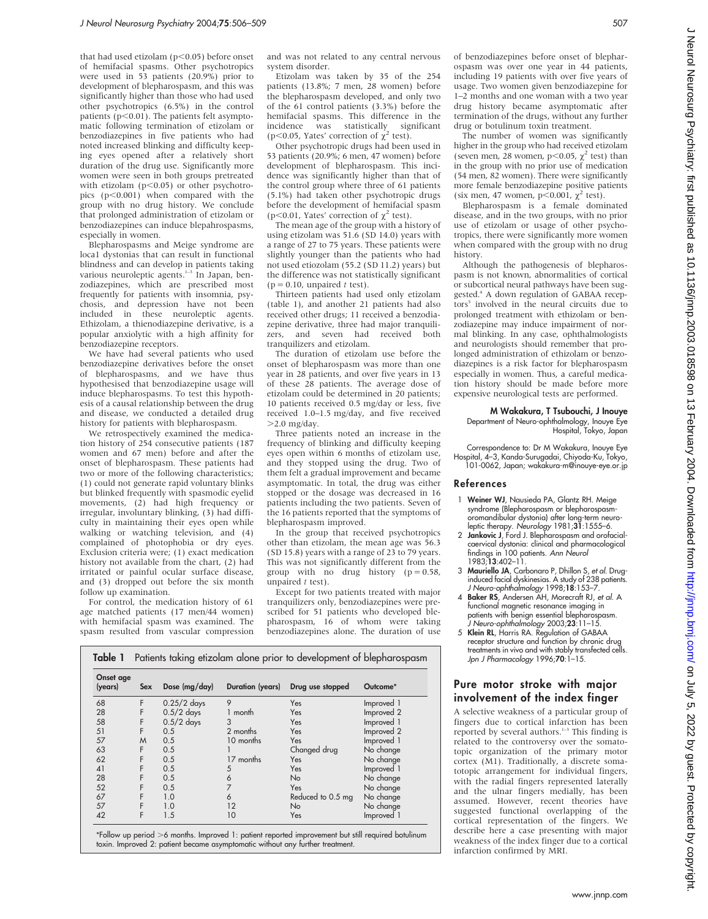that had used etizolam ($p<0.05$) before onset of hemifacial spasms. Other psychotropics were used in 53 patients (20.9%) prior to development of blepharospasm, and this was significantly higher than those who had used other psychotropics (6.5%) in the control patients ($p<0.01$). The patients felt asymptomatic following termination of etizolam or benzodiazepines in five patients who had noted increased blinking and difficulty keeping eyes opened after a relatively short duration of the drug use. Significantly more women were seen in both groups pretreated with etizolam ($p<0.05$) or other psychotropics ($p<0.001$) when compared with the group with no drug history. We conclude that prolonged administration of etizolam or benzodiazepines can induce blepahrospasms, especially in women.

Blepharospasms and Meige syndrome are loca1 dystonias that can result in functional blindness and can develop in patients taking various neuroleptic agents.[1–3] In Japan, benzodiazepines, which are prescribed most frequently for patients with insomnia, psychosis, and depression have not been included in these neuroleptic agents. Ethizolam, a thienodiazepine derivative, is a popular anxiolytic with a high affinity for benzodiazepine receptors.

We have had several patients who used benzodiazepine derivatives before the onset of blepharospasms, and we have thus hypothesised that benzodiazepine usage will induce blepharospasms. To test this hypothesis of a causal relationship between the drug and disease, we conducted a detailed drug history for patients with blepharospasm.

We retrospectively examined the medication history of 254 consecutive patients (187 women and 67 men) before and after the onset of blepharospasm. These patients had two or more of the following characteristics; (1) could not generate rapid voluntary blinks but blinked frequently with spasmodic eyelid movements, (2) had high frequency or irregular, involuntary blinking, (3) had difficulty in maintaining their eyes open while walking or watching television, and (4) complained of photophobia or dry eyes. Exclusion criteria were; (1) exact medication history not available from the chart, (2) had irritated or painful ocular surface disease, and (3) dropped out before the six month follow up examination.

For control, the medication history of 61 age matched patients (17 men/44 women) with hemifacial spasm was examined. The spasm resulted from vascular compression and was not related to any central nervous system disorder.

Etizolam was taken by 35 of the 254 patients (13.8%; 7 men, 28 women) before the blepharospasm developed, and only two of the 61 control patients (3.3%) before the hemifacial spasms. This difference in the incidence was statistically significant ($p<0.05$, Yates' correction of $\chi^2$ test).

Other psychotropic drugs had been used in 53 patients (20.9%; 6 men, 47 women) before development of blepharospasm. This incidence was significantly higher than that of the control group where three of 61 patients (5.1%) had taken other psychotropic drugs before the development of hemifacial spasm ($p<0.01$, Yates' correction of $\chi^2$ test).

The mean age of the group with a history of using etizolam was 51.6 (SD 14.0) years with a range of 27 to 75 years. These patients were slightly younger than the patients who had not used etiozolam (55.2 (SD 11.2) years) but the difference was not statistically significant ($p = 0.10$, unpaired $t$ test).

Thirteen patients had used only etizolam (table 1), and another 21 patients had also received other drugs; 11 received a benzodiazepine derivative, three had major tranquilizers, and seven had received both tranquilizers and etizolam.

The duration of etizolam use before the onset of blepharospasm was more than one year in 28 patients, and over five years in 13 of these 28 patients. The average dose of etizolam could be determined in 20 patients; 10 patients received 0.5 mg/day or less, five received 1.0–1.5 mg/day, and five received >2.0 mg/day.

Three patients noted an increase in the frequency of blinking and difficulty keeping eyes open within 6 months of etizolam use, and they stopped using the drug. Two of them felt a gradual improvement and became asymptomatic. In total, the drug was either stopped or the dosage was decreased in 16 patients including the two patients. Seven of the 16 patients reported that the symptoms of blepharospasm improved.

In the group that received psychotropics other than etizolam, the mean age was 56.3 (SD 15.8) years with a range of 23 to 79 years. This was not significantly different from the group with no drug history ($p = 0.58$, unpaired $t$ test).

Except for two patients treated with major tranquilizers only, benzodiazepines were prescribed for 51 patients who developed blepharospasm, 16 of whom were taking benzodiazepines alone. The duration of use of benzodiazepines before onset of blepharospasm was over one year in 44 patients, including 19 patients with over five years of usage. Two women given benzodiazepine for 1–2 months and one woman with a two year drug history became asymptomatic after termination of the drugs, without any further drug or botulinum toxin treatment.

The number of women was significantly higher in the group who had received etizolam (seven men, 28 women, $p<0.05$, $\chi^2$ test) than in the group with no prior use of medication (54 men, 82 women). There were significantly more female benzodiazepine positive patients (six men, 47 women, $p<0.001$, $\chi^2$ test).

Blepharospasm is a female dominated disease, and in the two groups, with no prior use of etizolam or usage of other psychotropics, there were significantly more women when compared with the group with no drug history.

Although the pathogenesis of blepharospasm is not known, abnormalities of cortical or subcortical neural pathways have been suggested.[4] A down regulation of GABAA receptors[5] involved in the neural circuits due to prolonged treatment with ethizolam or benzodiazepine may induce impairment of normal blinking. In any case, ophthalmologists and neurologists should remember that prolonged administration of ethizolam or benzodiazepines is a risk factor for blepharospasm especially in women. Thus, a careful medication history should be made before more expensive neurological tests are performed.

**Table 1** Patients taking etizolam alone prior to development of blepharospasm

| Onset age (years) | Sex | Dose (mg/day) | Duration (years) | Drug use stopped | Outcome* |
|---|---|---|---|---|---|
| 68 | F | 0.25/2 days | 9 | Yes | Improved 1 |
| 28 | F | 0.5/2 days | 1 month | Yes | Improved 2 |
| 58 | F | 0.5/2 days | 3 | Yes | Improved 1 |
| 51 | F | 0.5 | 2 months | Yes | Improved 2 |
| 57 | M | 0.5 | 10 months | Yes | Improved 1 |
| 63 | F | 0.5 | 1 | Changed drug | No change |
| 62 | F | 0.5 | 17 months | Yes | No change |
| 41 | F | 0.5 | 5 | Yes | Improved 1 |
| 28 | F | 0.5 | 6 | No | No change |
| 52 | F | 0.5 | 7 | Yes | No change |
| 67 | F | 1.0 | 6 | Reduced to 0.5 mg | No change |
| 57 | F | 1.0 | 12 | No | No change |
| 42 | F | 1.5 | 10 | Yes | Improved 1 |

*Follow up period >6 months. Improved 1: patient reported improvement but still required botulinum toxin. Improved 2: patient became asymptomatic without any further treatment.

**M Wakakura, T Tsubouchi, J Inouye**
Department of Neuro-ophthalmology, Inouye Eye Hospital, Tokyo, Japan

Correspondence to: Dr M Wakakura, Inouye Eye Hospital, 4–3, Kanda-Surugadai, Chiyoda-Ku, Tokyo, 101-0062, Japan; wakakura-m@inouye-eye.or.jp

## References

1. **Weiner WJ**, Nausieda PA, Glantz RH. Meige syndrome (Blepharospasm or blepharospasm-oromandibular dystonia) after long-term neuroleptic therapy. *Neurology* 1981;**31**:1555–6.
2. **Jankovic J**, Ford J. Blepharospasm and orofacial-caervical dystonia: clinical and pharmacological findings in 100 patients. *Ann Neurol* 1983;**13**:402–11.
3. **Mauriello JA**, Carbonaro P, Dhillon S, *et al*. Drug-induced facial dyskinesias. A study of 238 patients. *J Neuro-ophthalmology* 1998;**18**:153–7.
4. **Baker RS**, Andersen AH, Morecraft RJ, *et al*. A functional magnetic resonance imaging in patients with benign essential blepharospasm. *J Neuro-ophthalmology* 2003;**23**:11–15.
5. **Klein RL**, Harris RA. Regulation of GABAA receptor structure and function by chronic drug treatments in vivo and with stably transfected cells. *Jpn J Pharmacology* 1996;**70**:1–15.

## Pure motor stroke with major involvement of the index finger

A selective weakness of a particular group of fingers due to cortical infarction has been reported by several authors.[1–3] This finding is related to the controversy over the somatotopic organization of the primary motor cortex (M1). Traditionally, a discrete somatotopic arrangement for individual fingers, with the radial fingers represented laterally and the ulnar fingers medially, has been assumed. However, recent theories have suggested functional overlapping of the cortical representation of the fingers. We describe here a case presenting with major weakness of the index finger due to a cortical infarction confirmed by MRI.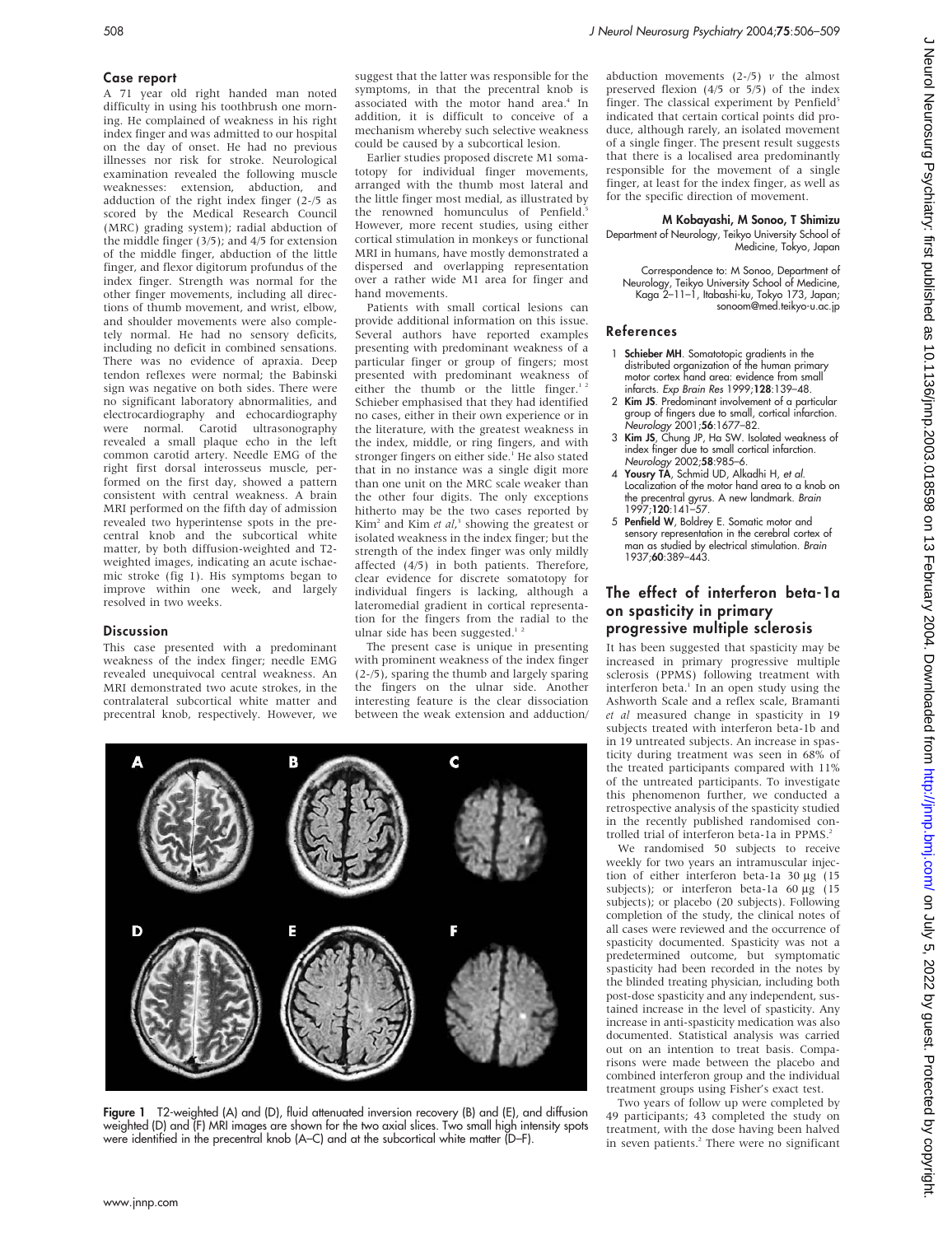## Case report

A 71 year old right handed man noted difficulty in using his toothbrush one morning. He complained of weakness in his right index finger and was admitted to our hospital on the day of onset. He had no previous illnesses nor risk for stroke. Neurological examination revealed the following muscle weaknesses: extension, abduction, and adduction of the right index finger (2-/5 as scored by the Medical Research Council (MRC) grading system); radial abduction of the middle finger (3/5); and 4/5 for extension of the middle finger, abduction of the little finger, and flexor digitorum profundus of the index finger. Strength was normal for the other finger movements, including all directions of thumb movement, and wrist, elbow, and shoulder movements were also completely normal. He had no sensory deficits, including no deficit in combined sensations. There was no evidence of apraxia. Deep tendon reflexes were normal; the Babinski sign was negative on both sides. There were no significant laboratory abnormalities, and electrocardiography and echocardiography were normal. Carotid ultrasonography revealed a small plaque echo in the left common carotid artery. Needle EMG of the right first dorsal interosseus muscle, performed on the first day, showed a pattern consistent with central weakness. A brain MRI performed on the fifth day of admission revealed two hyperintense spots in the precentral knob and the subcortical white matter, by both diffusion-weighted and T2-weighted images, indicating an acute ischaemic stroke (fig 1). His symptoms began to improve within one week, and largely resolved in two weeks.

## Discussion

This case presented with a predominant weakness of the index finger; needle EMG revealed unequivocal central weakness. An MRI demonstrated two acute strokes, in the contralateral subcortical white matter and precentral knob, respectively. However, we suggest that the latter was responsible for the symptoms, in that the precentral knob is associated with the motor hand area.[4] In addition, it is difficult to conceive of a mechanism whereby such selective weakness could be caused by a subcortical lesion.

Earlier studies proposed discrete M1 somatotopy for individual finger movements, arranged with the thumb most lateral and the little finger most medial, as illustrated by the renowned homunculus of Penfield.[5] However, more recent studies, using either cortical stimulation in monkeys or functional MRI in humans, have mostly demonstrated a dispersed and overlapping representation over a rather wide M1 area for finger and hand movements.

Patients with small cortical lesions can provide additional information on this issue. Several authors have reported examples presenting with predominant weakness of a particular finger or group of fingers; most presented with predominant weakness of either the thumb or the little finger.[1 2] Schieber emphasised that they had identified no cases, either in their own experience or in the literature, with the greatest weakness in the index, middle, or ring fingers, and with stronger fingers on either side.[1] He also stated that in no instance was a single digit more than one unit on the MRC scale weaker than the other four digits. The only exceptions hitherto may be the two cases reported by Kim[2] and Kim *et al*,[3] showing the greatest or isolated weakness in the index finger; but the strength of the index finger was only mildly affected (4/5) in both patients. Therefore, clear evidence for discrete somatotopy for individual fingers is lacking, although a lateromedial gradient in cortical representation for the fingers from the radial to the ulnar side has been suggested.[1 2]

The present case is unique in presenting with prominent weakness of the index finger (2-/5), sparing the thumb and largely sparing the fingers on the ulnar side. Another interesting feature is the clear dissociation between the weak extension and adduction/abduction movements (2-/5) *v* the almost preserved flexion (4/5 or 5/5) of the index finger. The classical experiment by Penfield[5] indicated that certain cortical points did produce, although rarely, an isolated movement of a single finger. The present result suggests that there is a localised area predominantly responsible for the movement of a single finger, at least for the index finger, as well as for the specific direction of movement.

**M Kobayashi, M Sonoo, T Shimizu**
Department of Neurology, Teikyo University School of Medicine, Tokyo, Japan

Correspondence to: M Sonoo, Department of Neurology, Teikyo University School of Medicine, Kaga 2–11–1, Itabashi-ku, Tokyo 173, Japan; sonoom@med.teikyo-u.ac.jp

Figure 1 T2-weighted (A) and (D), fluid attenuated inversion recovery (B) and (E), and diffusion weighted (D) and (F) MRI images are shown for the two axial slices. Two small high intensity spots were identified in the precentral knob (A–C) and at the subcortical white matter (D–F).

## References

1. **Schieber MH**. Somatotopic gradients in the distributed organization of the human primary motor cortex hand area: evidence from small infarcts. *Exp Brain Res* 1999;**128**:139–48.
2. **Kim JS**. Predominant involvement of a particular group of fingers due to small, cortical infarction. *Neurology* 2001;**56**:1677–82.
3. **Kim JS**, Chung JP, Ha SW. Isolated weakness of index finger due to small cortical infarction. *Neurology* 2002;**58**:985–6.
4. **Yousry TA**, Schmid UD, Alkadhi H, *et al*. Localization of the motor hand area to a knob on the precentral gyrus. A new landmark. *Brain* 1997;**120**:141–57.
5. **Penfield W**, Boldrey E. Somatic motor and sensory representation in the cerebral cortex of man as studied by electrical stimulation. *Brain* 1937;**60**:389–443.

# The effect of interferon beta-1a on spasticity in primary progressive multiple sclerosis

It has been suggested that spasticity may be increased in primary progressive multiple sclerosis (PPMS) following treatment with interferon beta.[1] In an open study using the Ashworth Scale and a reflex scale, Bramanti *et al* measured change in spasticity in 19 subjects treated with interferon beta-1b and in 19 untreated subjects. An increase in spasticity during treatment was seen in 68% of the treated participants compared with 11% of the untreated participants. To investigate this phenomenon further, we conducted a retrospective analysis of the spasticity studied in the recently published randomised controlled trial of interferon beta-1a in PPMS.[2]

We randomised 50 subjects to receive weekly for two years an intramuscular injection of either interferon beta-1a 30 μg (15 subjects); or interferon beta-1a 60 μg (15 subjects); or placebo (20 subjects). Following completion of the study, the clinical notes of all cases were reviewed and the occurrence of spasticity documented. Spasticity was not a predetermined outcome, but symptomatic spasticity had been recorded in the notes by the blinded treating physician, including both post-dose spasticity and any independent, sustained increase in the level of spasticity. Any increase in anti-spasticity medication was also documented. Statistical analysis was carried out on an intention to treat basis. Comparisons were made between the placebo and combined interferon group and the individual treatment groups using Fisher's exact test.

Two years of follow up were completed by 49 participants; 43 completed the study on treatment, with the dose having been halved in seven patients.[2] There were no significant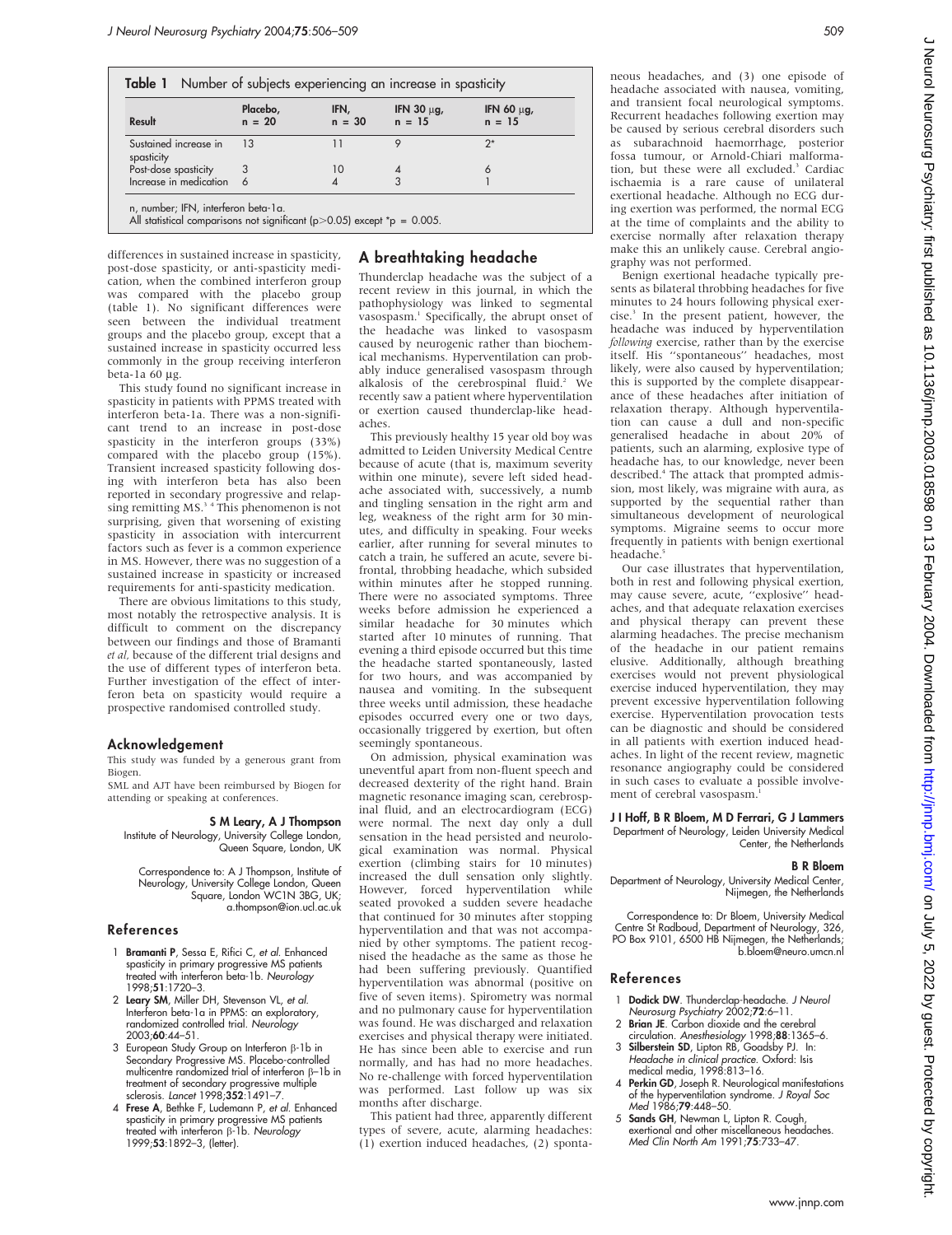**Table 1** Number of subjects experiencing an increase in spasticity

| Result | Placebo, n = 20 | IFN, n = 30 | IFN 30 µg, n = 15 | IFN 60 µg, n = 15 |
|---|---|---|---|---|
| Sustained increase in spasticity | 13 | 11 | 9 | 2* |
| Post-dose spasticity | 3 | 10 | 4 | 6 |
| Increase in medication | 6 | 4 | 3 | 1 |

n, number; IFN, interferon beta-1a.
All statistical comparisons not significant ($p>0.05$) except *$p = 0.005$.

differences in sustained increase in spasticity, post-dose spasticity, or anti-spasticity medication, when the combined interferon group was compared with the placebo group (table 1). No significant differences were seen between the individual treatment groups and the placebo group, except that a sustained increase in spasticity occurred less commonly in the group receiving interferon beta-1a 60 µg.

This study found no significant increase in spasticity in patients with PPMS treated with interferon beta-1a. There was a non-significant trend to an increase in post-dose spasticity in the interferon groups (33%) compared with the placebo group (15%). Transient increased spasticity following dosing with interferon beta has also been reported in secondary progressive and relapsing remitting MS.[3 4] This phenomenon is not surprising, given that worsening of existing spasticity in association with intercurrent factors such as fever is a common experience in MS. However, there was no suggestion of a sustained increase in spasticity or increased requirements for anti-spasticity medication.

There are obvious limitations to this study, most notably the retrospective analysis. It is difficult to comment on the discrepancy between our findings and those of Bramanti *et al*, because of the different trial designs and the use of different types of interferon beta. Further investigation of the effect of interferon beta on spasticity would require a prospective randomised controlled study.

### Acknowledgement

This study was funded by a generous grant from Biogen.

SML and AJT have been reimbursed by Biogen for attending or speaking at conferences.

**S M Leary, A J Thompson**
Institute of Neurology, University College London, Queen Square, London, UK

Correspondence to: A J Thompson, Institute of Neurology, University College London, Queen Square, London WC1N 3BG, UK; a.thompson@ion.ucl.ac.uk

### References

1. **Bramanti P**, Sessa E, Rifici C, *et al*. Enhanced spasticity in primary progressive MS patients treated with interferon beta-1b. *Neurology* 1998;**51**:1720–3.
2. **Leary SM**, Miller DH, Stevenson VL, *et al*. Interferon beta-1a in PPMS: an exploratory, randomized controlled trial. *Neurology* 2003;**60**:44–51.
3. European Study Group on Interferon β-1b in Secondary Progressive MS. Placebo-controlled multicentre randomized trial of interferon β–1b in treatment of secondary progressive multiple sclerosis. *Lancet* 1998;**352**:1491–7.
4. **Frese A**, Bethke F, Ludemann P, *et al*. Enhanced spasticity in primary progressive MS patients treated with interferon β-1b. *Neurology* 1999;**53**:1892–3, (letter).

## A breathtaking headache

Thunderclap headache was the subject of a recent review in this journal, in which the pathophysiology was linked to segmental vasospasm.[1] Specifically, the abrupt onset of the headache was linked to vasospasm caused by neurogenic rather than biochemical mechanisms. Hyperventilation can probably induce generalised vasospasm through alkalosis of the cerebrospinal fluid.[2] We recently saw a patient where hyperventilation or exertion caused thunderclap-like headaches.

This previously healthy 15 year old boy was admitted to Leiden University Medical Centre because of acute (that is, maximum severity within one minute), severe left sided headache associated with, successively, a numb and tingling sensation in the right arm and leg, weakness of the right arm for 30 minutes, and difficulty in speaking. Four weeks earlier, after running for several minutes to catch a train, he suffered an acute, severe bifrontal, throbbing headache, which subsided within minutes after he stopped running. There were no associated symptoms. Three weeks before admission he experienced a similar headache for 30 minutes which started after 10 minutes of running. That evening a third episode occurred but this time the headache started spontaneously, lasted for two hours, and was accompanied by nausea and vomiting. In the subsequent three weeks until admission, these headache episodes occurred every one or two days, occasionally triggered by exertion, but often seemingly spontaneous.

On admission, physical examination was uneventful apart from non-fluent speech and decreased dexterity of the right hand. Brain magnetic resonance imaging scan, cerebrospinal fluid, and an electrocardiogram (ECG) were normal. The next day only a dull sensation in the head persisted and neurological examination was normal. Physical exertion (climbing stairs for 10 minutes) increased the dull sensation only slightly. However, forced hyperventilation while seated provoked a sudden severe headache that continued for 30 minutes after stopping hyperventilation and that was not accompanied by other symptoms. The patient recognised the headache as the same as those he had been suffering previously. Quantified hyperventilation was abnormal (positive on five of seven items). Spirometry was normal and no pulmonary cause for hyperventilation was found. He was discharged and relaxation exercises and physical therapy were initiated. He has since been able to exercise and run normally, and has had no more headaches. No re-challenge with forced hyperventilation was performed. Last follow up was six months after discharge.

This patient had three, apparently different types of severe, acute, alarming headaches: (1) exertion induced headaches, (2) spontaneous headaches, and (3) one episode of headache associated with nausea, vomiting, and transient focal neurological symptoms. Recurrent headaches following exertion may be caused by serious cerebral disorders such as subarachnoid haemorrhage, posterior fossa tumour, or Arnold-Chiari malformation, but these were all excluded.[3] Cardiac ischaemia is a rare cause of unilateral exertional headache. Although no ECG during exertion was performed, the normal ECG at the time of complaints and the ability to exercise normally after relaxation therapy make this an unlikely cause. Cerebral angiography was not performed.

Benign exertional headache typically presents as bilateral throbbing headaches for five minutes to 24 hours following physical exercise.[3] In the present patient, however, the headache was induced by hyperventilation *following* exercise, rather than by the exercise itself. His ''spontaneous'' headaches, most likely, were also caused by hyperventilation; this is supported by the complete disappearance of these headaches after initiation of relaxation therapy. Although hyperventilation can cause a dull and non-specific generalised headache in about 20% of patients, such an alarming, explosive type of headache has, to our knowledge, never been described.[4] The attack that prompted admission, most likely, was migraine with aura, as supported by the sequential rather than simultaneous development of neurological symptoms. Migraine seems to occur more frequently in patients with benign exertional headache.[5]

Our case illustrates that hyperventilation, both in rest and following physical exertion, may cause severe, acute, ''explosive'' headaches, and that adequate relaxation exercises and physical therapy can prevent these alarming headaches. The precise mechanism of the headache in our patient remains elusive. Additionally, although breathing exercises would not prevent physiological exercise induced hyperventilation, they may prevent excessive hyperventilation following exercise. Hyperventilation provocation tests can be diagnostic and should be considered in all patients with exertion induced headaches. In light of the recent review, magnetic resonance angiography could be considered in such cases to evaluate a possible involvement of cerebral vasospasm.[1]

**J I Hoff, B R Bloem, M D Ferrari, G J Lammers**
Department of Neurology, Leiden University Medical Center, the Netherlands

**B R Bloem**
Department of Neurology, University Medical Center, Nijmegen, the Netherlands

Correspondence to: Dr Bloem, University Medical Centre St Radboud, Department of Neurology, 326, PO Box 9101, 6500 HB Nijmegen, the Netherlands; b.bloem@neuro.umcn.nl

### References

1. **Dodick DW**. Thunderclap-headache. *J Neurol Neurosurg Psychiatry* 2002;**72**:6–11.
2. **Brian JE**. Carbon dioxide and the cerebral circulation. *Anesthesiology* 1998;**88**:1365–6.
3. **Silberstein SD**, Lipton RB, Goadsby PJ. In: *Headache in clinical practice*. Oxford: Isis medical media, 1998:813–16.
4. **Perkin GD**, Joseph R. Neurological manifestations of the hyperventilation syndrome. *J Royal Soc Med* 1986;**79**:448–50.
5. **Sands GH**, Newman L, Lipton R. Cough, exertional and other miscellaneous headaches. *Med Clin North Am* 1991;**75**:733–47.